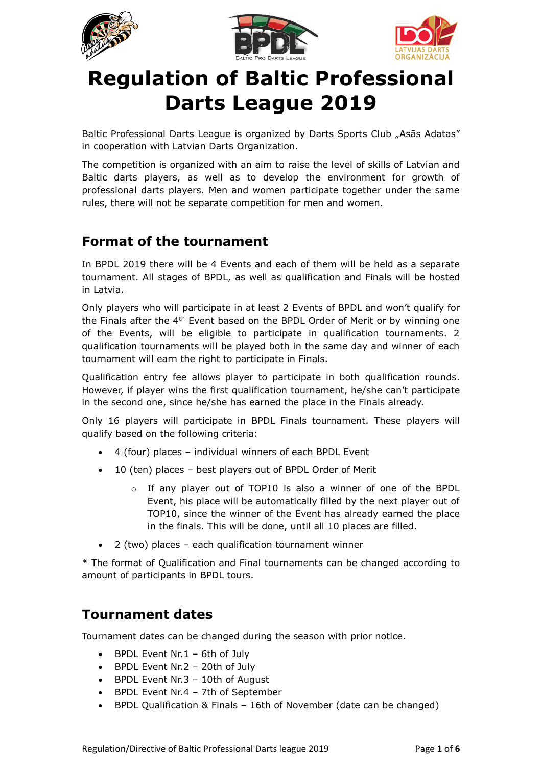# Regulation of Baltic Professional Darts League 2019

Baltic Professional Darts League is organized by Darts Sports Club „Asās Adatas" in cooperation with Latvian Darts Organization.

The competition is organized with an aim to raise the level of skills of Latvian and Baltic darts players, as well as to develop the environment for growth of professional darts players. Men and women participate together under the same rules, there will not be separate competition for men and women.

## Format of the tournament

In BPDL 2019 there will be 4 Events and each of them will be held as a separate tournament. All stages of BPDL, as well as qualification and Finals will be hosted in Latvia.

Only players who will participate in at least 2 Events of BPDL and won't qualify for the Finals after the 4th Event based on the BPDL Order of Merit or by winning one of the Events, will be eligible to participate in qualification tournaments. 2 qualification tournaments will be played both in the same day and winner of each tournament will earn the right to participate in Finals.

Qualification entry fee allows player to participate in both qualification rounds. However, if player wins the first qualification tournament, he/she can't participate in the second one, since he/she has earned the place in the Finals already.

Only 16 players will participate in BPDL Finals tournament. These players will qualify based on the following criteria:

- 4 (four) places – individual winners of each BPDL Event
- 10 (ten) places – best players out of BPDL Order of Merit
  - If any player out of TOP10 is also a winner of one of the BPDL Event, his place will be automatically filled by the next player out of TOP10, since the winner of the Event has already earned the place in the finals. This will be done, until all 10 places are filled.
- 2 (two) places – each qualification tournament winner

* The format of Qualification and Final tournaments can be changed according to amount of participants in BPDL tours.

## Tournament dates

Tournament dates can be changed during the season with prior notice.

- BPDL Event Nr.1 – 6th of July
- BPDL Event Nr.2 – 20th of July
- BPDL Event Nr.3 – 10th of August
- BPDL Event Nr.4 – 7th of September
- BPDL Qualification & Finals – 16th of November (date can be changed)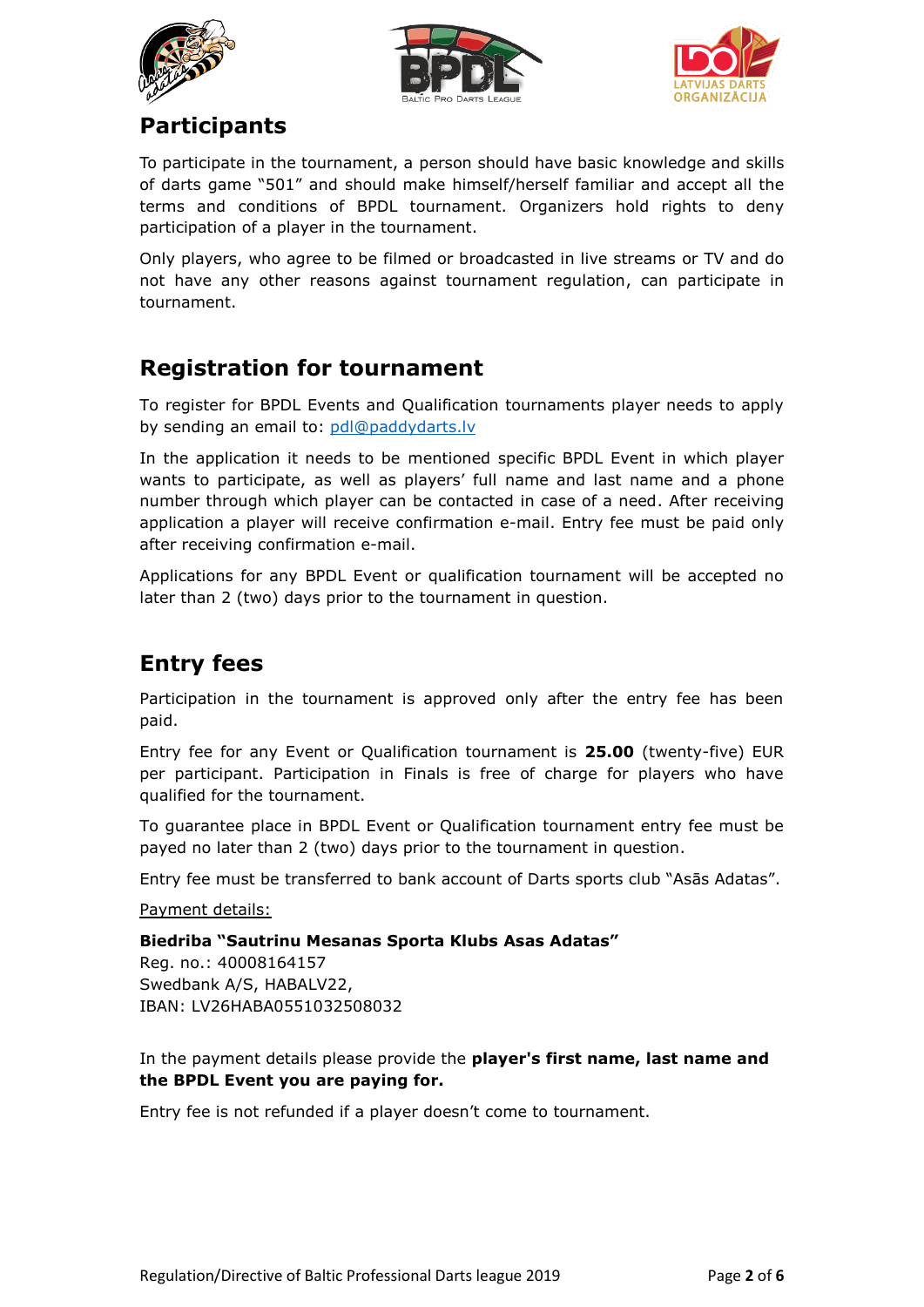## Participants

To participate in the tournament, a person should have basic knowledge and skills of darts game "501" and should make himself/herself familiar and accept all the terms and conditions of BPDL tournament. Organizers hold rights to deny participation of a player in the tournament.

Only players, who agree to be filmed or broadcasted in live streams or TV and do not have any other reasons against tournament regulation, can participate in tournament.

## Registration for tournament

To register for BPDL Events and Qualification tournaments player needs to apply by sending an email to: pdl@paddydarts.lv

In the application it needs to be mentioned specific BPDL Event in which player wants to participate, as well as players' full name and last name and a phone number through which player can be contacted in case of a need. After receiving application a player will receive confirmation e-mail. Entry fee must be paid only after receiving confirmation e-mail.

Applications for any BPDL Event or qualification tournament will be accepted no later than 2 (two) days prior to the tournament in question.

## Entry fees

Participation in the tournament is approved only after the entry fee has been paid.

Entry fee for any Event or Qualification tournament is **25.00** (twenty-five) EUR per participant. Participation in Finals is free of charge for players who have qualified for the tournament.

To guarantee place in BPDL Event or Qualification tournament entry fee must be payed no later than 2 (two) days prior to the tournament in question.

Entry fee must be transferred to bank account of Darts sports club "Asās Adatas".

Payment details:

**Biedriba "Sautrinu Mesanas Sporta Klubs Asas Adatas"**
Reg. no.: 40008164157
Swedbank A/S, HABALV22,
IBAN: LV26HABA0551032508032

In the payment details please provide the **player's first name, last name and the BPDL Event you are paying for.**

Entry fee is not refunded if a player doesn't come to tournament.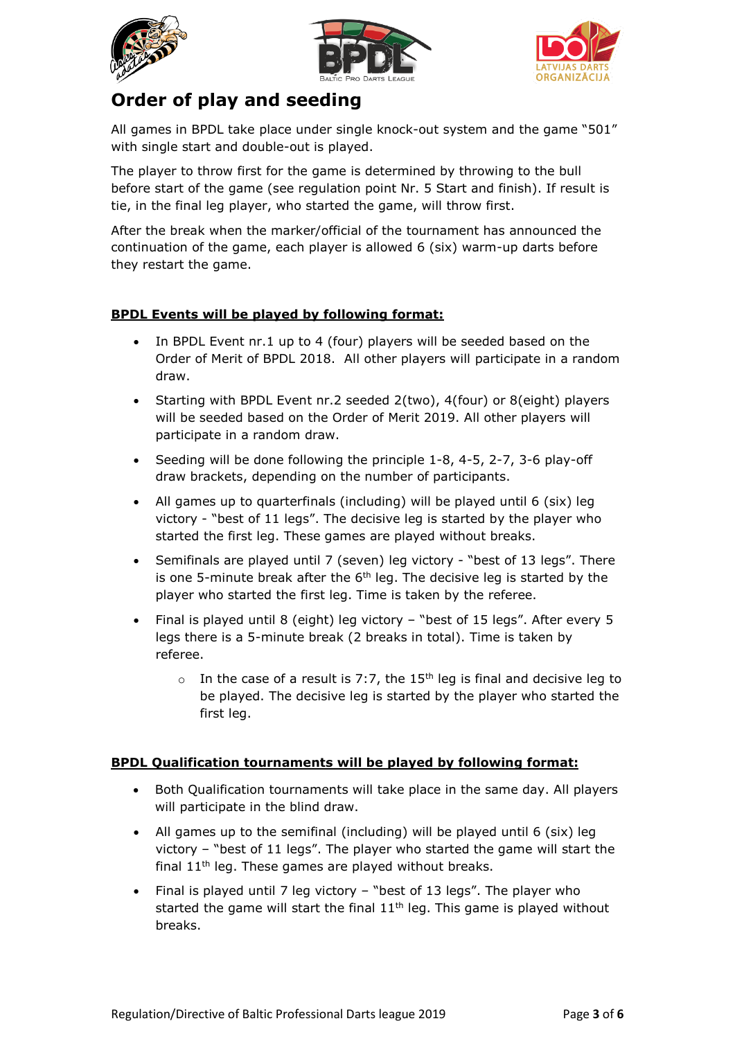# Order of play and seeding

All games in BPDL take place under single knock-out system and the game "501" with single start and double-out is played.

The player to throw first for the game is determined by throwing to the bull before start of the game (see regulation point Nr. 5 Start and finish). If result is tie, in the final leg player, who started the game, will throw first.

After the break when the marker/official of the tournament has announced the continuation of the game, each player is allowed 6 (six) warm-up darts before they restart the game.

**BPDL Events will be played by following format:**

- In BPDL Event nr.1 up to 4 (four) players will be seeded based on the Order of Merit of BPDL 2018. All other players will participate in a random draw.
- Starting with BPDL Event nr.2 seeded 2(two), 4(four) or 8(eight) players will be seeded based on the Order of Merit 2019. All other players will participate in a random draw.
- Seeding will be done following the principle 1-8, 4-5, 2-7, 3-6 play-off draw brackets, depending on the number of participants.
- All games up to quarterfinals (including) will be played until 6 (six) leg victory - "best of 11 legs". The decisive leg is started by the player who started the first leg. These games are played without breaks.
- Semifinals are played until 7 (seven) leg victory - "best of 13 legs". There is one 5-minute break after the 6th leg. The decisive leg is started by the player who started the first leg. Time is taken by the referee.
- Final is played until 8 (eight) leg victory – "best of 15 legs". After every 5 legs there is a 5-minute break (2 breaks in total). Time is taken by referee.
  - In the case of a result is 7:7, the 15th leg is final and decisive leg to be played. The decisive leg is started by the player who started the first leg.

**BPDL Qualification tournaments will be played by following format:**

- Both Qualification tournaments will take place in the same day. All players will participate in the blind draw.
- All games up to the semifinal (including) will be played until 6 (six) leg victory – "best of 11 legs". The player who started the game will start the final 11th leg. These games are played without breaks.
- Final is played until 7 leg victory – "best of 13 legs". The player who started the game will start the final 11th leg. This game is played without breaks.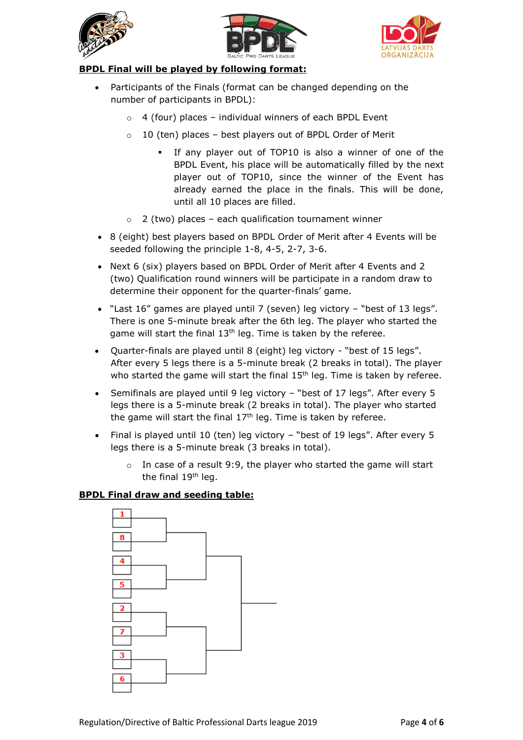## BPDL Final will be played by following format:

- Participants of the Finals (format can be changed depending on the number of participants in BPDL):
    - 4 (four) places – individual winners of each BPDL Event
    - 10 (ten) places – best players out of BPDL Order of Merit
        - If any player out of TOP10 is also a winner of one of the BPDL Event, his place will be automatically filled by the next player out of TOP10, since the winner of the Event has already earned the place in the finals. This will be done, until all 10 places are filled.
    - 2 (two) places – each qualification tournament winner
- 8 (eight) best players based on BPDL Order of Merit after 4 Events will be seeded following the principle 1-8, 4-5, 2-7, 3-6.
- Next 6 (six) players based on BPDL Order of Merit after 4 Events and 2 (two) Qualification round winners will be participate in a random draw to determine their opponent for the quarter-finals' game.
- "Last 16" games are played until 7 (seven) leg victory – "best of 13 legs". There is one 5-minute break after the 6th leg. The player who started the game will start the final 13th leg. Time is taken by the referee.
- Quarter-finals are played until 8 (eight) leg victory - "best of 15 legs". After every 5 legs there is a 5-minute break (2 breaks in total). The player who started the game will start the final 15th leg. Time is taken by referee.
- Semifinals are played until 9 leg victory – "best of 17 legs". After every 5 legs there is a 5-minute break (2 breaks in total). The player who started the game will start the final 17th leg. Time is taken by referee.
- Final is played until 10 (ten) leg victory – "best of 19 legs". After every 5 legs there is a 5-minute break (3 breaks in total).
    - In case of a result 9:9, the player who started the game will start the final 19th leg.

## BPDL Final draw and seeding table:

1
8
4
5
2
7
3
6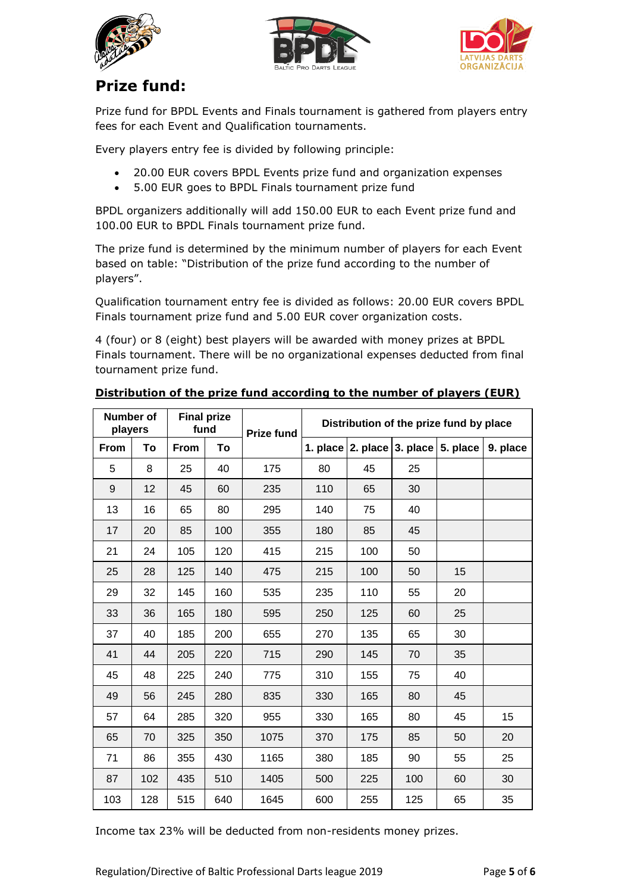# Prize fund:

Prize fund for BPDL Events and Finals tournament is gathered from players entry fees for each Event and Qualification tournaments.

Every players entry fee is divided by following principle:

- 20.00 EUR covers BPDL Events prize fund and organization expenses
- 5.00 EUR goes to BPDL Finals tournament prize fund

BPDL organizers additionally will add 150.00 EUR to each Event prize fund and 100.00 EUR to BPDL Finals tournament prize fund.

The prize fund is determined by the minimum number of players for each Event based on table: "Distribution of the prize fund according to the number of players".

Qualification tournament entry fee is divided as follows: 20.00 EUR covers BPDL Finals tournament prize fund and 5.00 EUR cover organization costs.

4 (four) or 8 (eight) best players will be awarded with money prizes at BPDL Finals tournament. There will be no organizational expenses deducted from final tournament prize fund.

**Distribution of the prize fund according to the number of players (EUR)**

| Number of players | | Final prize fund | | Prize fund | Distribution of the prize fund by place | | | | |
|---|---|---|---|---|---|---|---|---|---|
| From | To | From | To | | 1. place | 2. place | 3. place | 5. place | 9. place |
| 5 | 8 | 25 | 40 | 175 | 80 | 45 | 25 | | |
| 9 | 12 | 45 | 60 | 235 | 110 | 65 | 30 | | |
| 13 | 16 | 65 | 80 | 295 | 140 | 75 | 40 | | |
| 17 | 20 | 85 | 100 | 355 | 180 | 85 | 45 | | |
| 21 | 24 | 105 | 120 | 415 | 215 | 100 | 50 | | |
| 25 | 28 | 125 | 140 | 475 | 215 | 100 | 50 | 15 | |
| 29 | 32 | 145 | 160 | 535 | 235 | 110 | 55 | 20 | |
| 33 | 36 | 165 | 180 | 595 | 250 | 125 | 60 | 25 | |
| 37 | 40 | 185 | 200 | 655 | 270 | 135 | 65 | 30 | |
| 41 | 44 | 205 | 220 | 715 | 290 | 145 | 70 | 35 | |
| 45 | 48 | 225 | 240 | 775 | 310 | 155 | 75 | 40 | |
| 49 | 56 | 245 | 280 | 835 | 330 | 165 | 80 | 45 | |
| 57 | 64 | 285 | 320 | 955 | 330 | 165 | 80 | 45 | 15 |
| 65 | 70 | 325 | 350 | 1075 | 370 | 175 | 85 | 50 | 20 |
| 71 | 86 | 355 | 430 | 1165 | 380 | 185 | 90 | 55 | 25 |
| 87 | 102 | 435 | 510 | 1405 | 500 | 225 | 100 | 60 | 30 |
| 103 | 128 | 515 | 640 | 1645 | 600 | 255 | 125 | 65 | 35 |

Income tax 23% will be deducted from non-residents money prizes.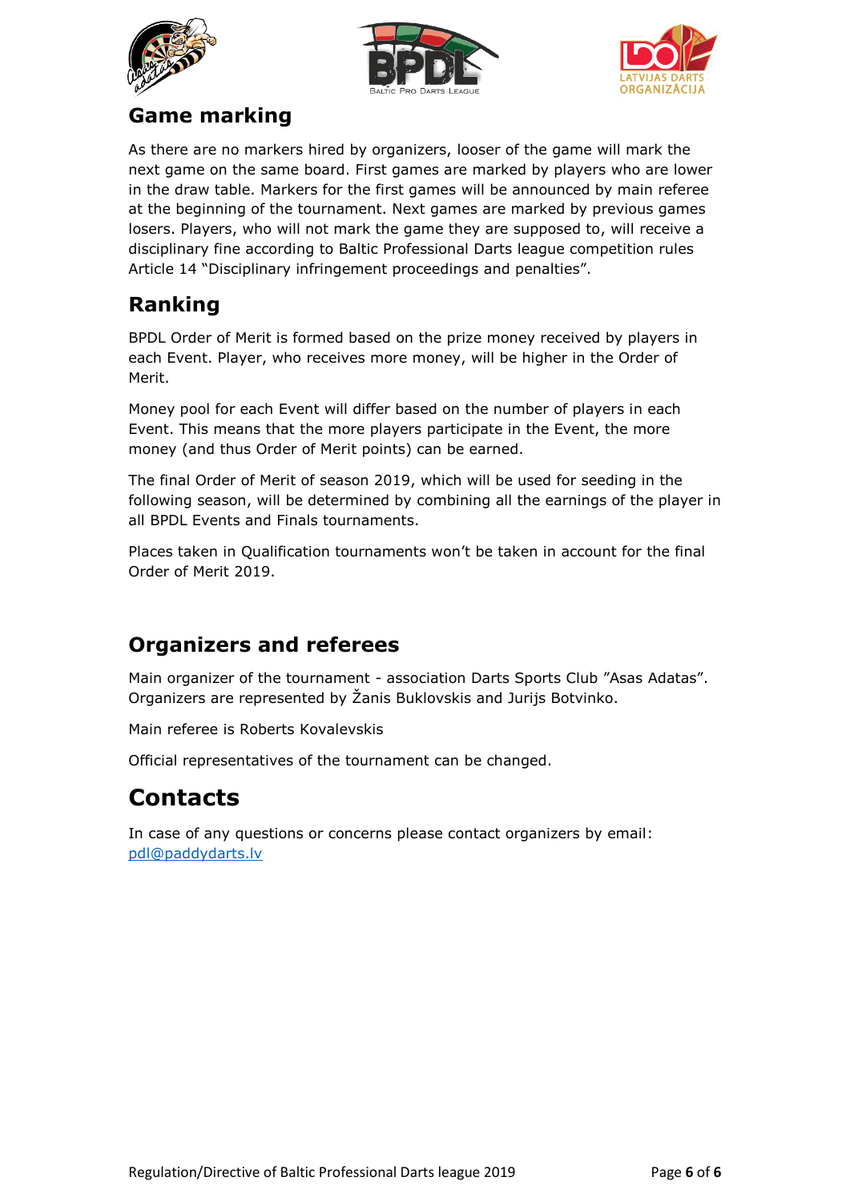## Game marking

As there are no markers hired by organizers, looser of the game will mark the next game on the same board. First games are marked by players who are lower in the draw table. Markers for the first games will be announced by main referee at the beginning of the tournament. Next games are marked by previous games losers. Players, who will not mark the game they are supposed to, will receive a disciplinary fine according to Baltic Professional Darts league competition rules Article 14 "Disciplinary infringement proceedings and penalties".

## Ranking

BPDL Order of Merit is formed based on the prize money received by players in each Event. Player, who receives more money, will be higher in the Order of Merit.

Money pool for each Event will differ based on the number of players in each Event. This means that the more players participate in the Event, the more money (and thus Order of Merit points) can be earned.

The final Order of Merit of season 2019, which will be used for seeding in the following season, will be determined by combining all the earnings of the player in all BPDL Events and Finals tournaments.

Places taken in Qualification tournaments won't be taken in account for the final Order of Merit 2019.

## Organizers and referees

Main organizer of the tournament - association Darts Sports Club "Asas Adatas". Organizers are represented by Žanis Buklovskis and Jurijs Botvinko.

Main referee is Roberts Kovalevskis

Official representatives of the tournament can be changed.

## Contacts

In case of any questions or concerns please contact organizers by email: pdl@paddydarts.lv